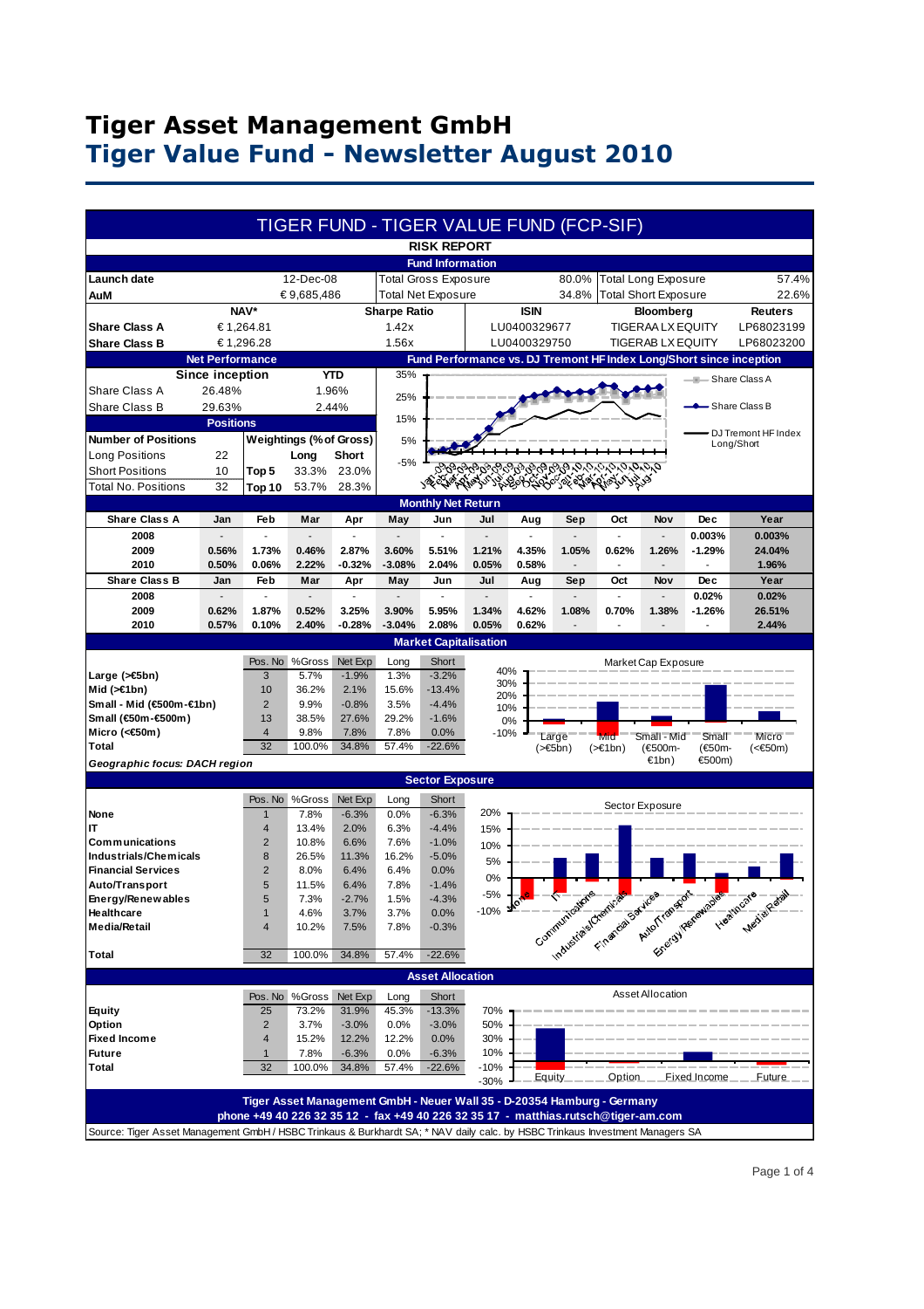# Tiger Asset Management GmbH

## Tiger Value Fund - Newsletter August 2010

### TIGER FUND - TIGER VALUE FUND (FCP-SIF)

#### RISK REPORT

##### Fund Information

| | | | | | |
|---|---|---|---|---|---|
| Launch date | 12-Dec-08 | Total Gross Exposure | 80.0% | Total Long Exposure | 57.4% |
| AuM | € 9,685,486 | Total Net Exposure | 34.8% | Total Short Exposure | 22.6% |

| | NAV* | Sharpe Ratio | ISIN | Bloomberg | Reuters |
|---|---|---|---|---|---|
| Share Class A | € 1,264.81 | 1.42x | LU0400329677 | TIGERAA LX EQUITY | LP68023199 |
| Share Class B | € 1,296.28 | 1.56x | LU0400329750 | TIGERAB LX EQUITY | LP68023200 |

##### Net Performance

| | Since inception | YTD |
|---|---|---|
| Share Class A | 26.48% | 1.96% |
| Share Class B | 29.63% | 2.44% |

##### Positions

| Number of Positions | | Weightings (% of Gross) | Long | Short |
|---|---|---|---|---|
| Long Positions | 22 | | Long | Short |
| Short Positions | 10 | Top 5 | 33.3% | 23.0% |
| Total No. Positions | 32 | Top 10 | 53.7% | 28.3% |

##### Fund Performance vs. DJ Tremont HF Index Long/Short since inception

Legend: Share Class A; Share Class B; DJ Tremont HF Index Long/Short

##### Monthly Net Return

| Share Class A | Jan | Feb | Mar | Apr | May | Jun | Jul | Aug | Sep | Oct | Nov | Dec | Year |
|---|---|---|---|---|---|---|---|---|---|---|---|---|---|
| 2008 | - | - | - | - | - | - | - | - | - | - | - | 0.003% | 0.003% |
| 2009 | 0.56% | 1.73% | 0.46% | 2.87% | 3.60% | 5.51% | 1.21% | 4.35% | 1.05% | 0.62% | 1.26% | -1.29% | 24.04% |
| 2010 | 0.50% | 0.06% | 2.22% | -0.32% | -3.08% | 2.04% | 0.05% | 0.58% | - | - | - | - | 1.96% |
| **Share Class B** | **Jan** | **Feb** | **Mar** | **Apr** | **May** | **Jun** | **Jul** | **Aug** | **Sep** | **Oct** | **Nov** | **Dec** | **Year** |
| 2008 | - | - | - | - | - | - | - | - | - | - | - | 0.02% | 0.02% |
| 2009 | 0.62% | 1.87% | 0.52% | 3.25% | 3.90% | 5.95% | 1.34% | 4.62% | 1.08% | 0.70% | 1.38% | -1.26% | 26.51% |
| 2010 | 0.57% | 0.10% | 2.40% | -0.28% | -3.04% | 2.08% | 0.05% | 0.62% | - | - | - | - | 2.44% |

##### Market Capitalisation

| | Pos. No | %Gross | Net Exp | Long | Short |
|---|---|---|---|---|---|
| Large (>€5bn) | 3 | 5.7% | -1.9% | 1.3% | -3.2% |
| Mid (>€1bn) | 10 | 36.2% | 2.1% | 15.6% | -13.4% |
| Small - Mid (€500m-€1bn) | 2 | 9.9% | -0.8% | 3.5% | -4.4% |
| Small (€50m-€500m) | 13 | 38.5% | 27.6% | 29.2% | -1.6% |
| Micro (<€50m) | 4 | 9.8% | 7.8% | 7.8% | 0.0% |
| Total | 32 | 100.0% | 34.8% | 57.4% | -22.6% |

*Geographic focus: DACH region*

##### Sector Exposure

| | Pos. No | %Gross | Net Exp | Long | Short |
|---|---|---|---|---|---|
| None | 1 | 7.8% | -6.3% | 0.0% | -6.3% |
| IT | 4 | 13.4% | 2.0% | 6.3% | -4.4% |
| Communications | 2 | 10.8% | 6.6% | 7.6% | -1.0% |
| Industrials/Chemicals | 8 | 26.5% | 11.3% | 16.2% | -5.0% |
| Financial Services | 2 | 8.0% | 6.4% | 6.4% | 0.0% |
| Auto/Transport | 5 | 11.5% | 6.4% | 7.8% | -1.4% |
| Energy/Renewables | 5 | 7.3% | -2.7% | 1.5% | -4.3% |
| Healthcare | 1 | 4.6% | 3.7% | 3.7% | 0.0% |
| Media/Retail | 4 | 10.2% | 7.5% | 7.8% | -0.3% |
| Total | 32 | 100.0% | 34.8% | 57.4% | -22.6% |

##### Asset Allocation

| | Pos. No | %Gross | Net Exp | Long | Short |
|---|---|---|---|---|---|
| Equity | 25 | 73.2% | 31.9% | 45.3% | -13.3% |
| Option | 2 | 3.7% | -3.0% | 0.0% | -3.0% |
| Fixed Income | 4 | 15.2% | 12.2% | 12.2% | 0.0% |
| Future | 1 | 7.8% | -6.3% | 0.0% | -6.3% |
| Total | 32 | 100.0% | 34.8% | 57.4% | -22.6% |

**Tiger Asset Management GmbH - Neuer Wall 35 - D-20354 Hamburg - Germany**
**phone +49 40 226 32 35 12 - fax +49 40 226 32 35 17 - matthias.rutsch@tiger-am.com**

Source: Tiger Asset Management GmbH / HSBC Trinkaus & Burkhardt SA; * NAV daily calc. by HSBC Trinkaus Investment Managers SA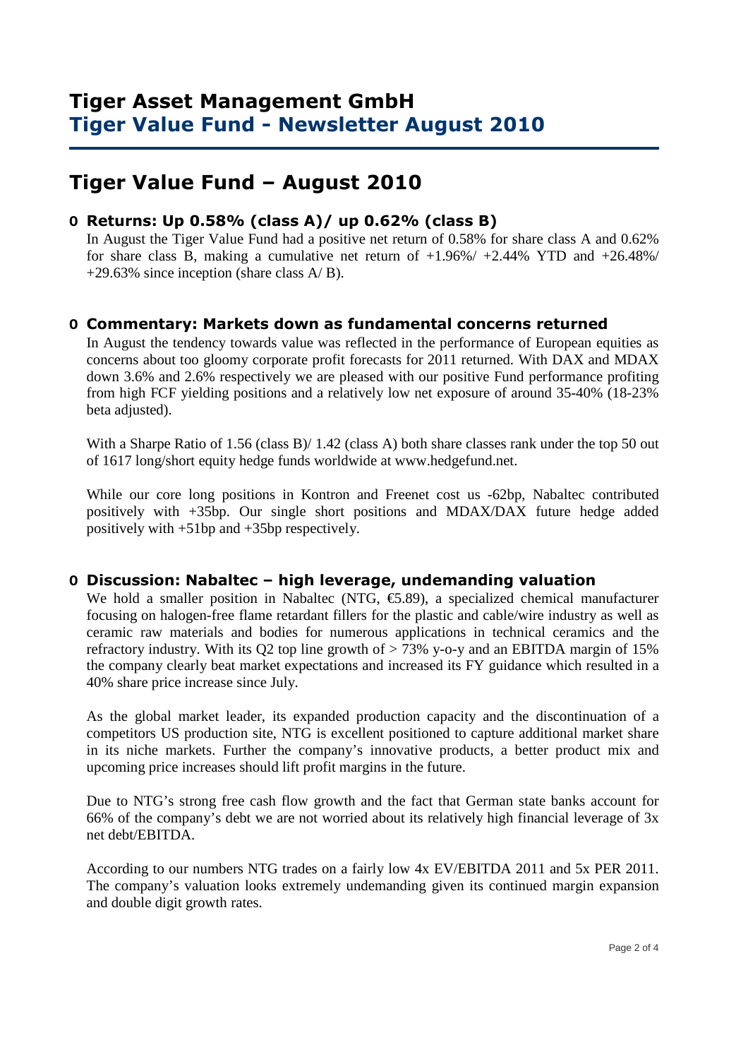# Tiger Asset Management GmbH
## Tiger Value Fund - Newsletter August 2010

# Tiger Value Fund – August 2010

## Returns: Up 0.58% (class A)/ up 0.62% (class B)

In August the Tiger Value Fund had a positive net return of 0.58% for share class A and 0.62% for share class B, making a cumulative net return of +1.96%/ +2.44% YTD and +26.48%/ +29.63% since inception (share class A/ B).

## Commentary: Markets down as fundamental concerns returned

In August the tendency towards value was reflected in the performance of European equities as concerns about too gloomy corporate profit forecasts for 2011 returned. With DAX and MDAX down 3.6% and 2.6% respectively we are pleased with our positive Fund performance profiting from high FCF yielding positions and a relatively low net exposure of around 35-40% (18-23% beta adjusted).

With a Sharpe Ratio of 1.56 (class B)/ 1.42 (class A) both share classes rank under the top 50 out of 1617 long/short equity hedge funds worldwide at www.hedgefund.net.

While our core long positions in Kontron and Freenet cost us -62bp, Nabaltec contributed positively with +35bp. Our single short positions and MDAX/DAX future hedge added positively with +51bp and +35bp respectively.

## Discussion: Nabaltec – high leverage, undemanding valuation

We hold a smaller position in Nabaltec (NTG, €5.89), a specialized chemical manufacturer focusing on halogen-free flame retardant fillers for the plastic and cable/wire industry as well as ceramic raw materials and bodies for numerous applications in technical ceramics and the refractory industry. With its Q2 top line growth of > 73% y-o-y and an EBITDA margin of 15% the company clearly beat market expectations and increased its FY guidance which resulted in a 40% share price increase since July.

As the global market leader, its expanded production capacity and the discontinuation of a competitors US production site, NTG is excellent positioned to capture additional market share in its niche markets. Further the company's innovative products, a better product mix and upcoming price increases should lift profit margins in the future.

Due to NTG's strong free cash flow growth and the fact that German state banks account for 66% of the company's debt we are not worried about its relatively high financial leverage of 3x net debt/EBITDA.

According to our numbers NTG trades on a fairly low 4x EV/EBITDA 2011 and 5x PER 2011. The company's valuation looks extremely undemanding given its continued margin expansion and double digit growth rates.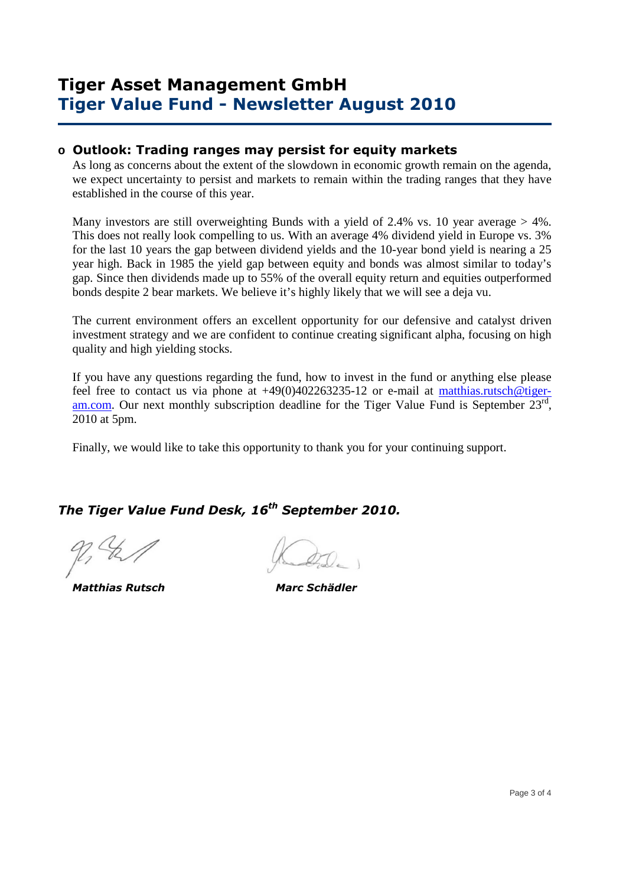# Tiger Asset Management GmbH
## Tiger Value Fund - Newsletter August 2010

### Outlook: Trading ranges may persist for equity markets

As long as concerns about the extent of the slowdown in economic growth remain on the agenda, we expect uncertainty to persist and markets to remain within the trading ranges that they have established in the course of this year.

Many investors are still overweighting Bunds with a yield of 2.4% vs. 10 year average > 4%. This does not really look compelling to us. With an average 4% dividend yield in Europe vs. 3% for the last 10 years the gap between dividend yields and the 10-year bond yield is nearing a 25 year high. Back in 1985 the yield gap between equity and bonds was almost similar to today's gap. Since then dividends made up to 55% of the overall equity return and equities outperformed bonds despite 2 bear markets. We believe it's highly likely that we will see a deja vu.

The current environment offers an excellent opportunity for our defensive and catalyst driven investment strategy and we are confident to continue creating significant alpha, focusing on high quality and high yielding stocks.

If you have any questions regarding the fund, how to invest in the fund or anything else please feel free to contact us via phone at +49(0)402263235-12 or e-mail at matthias.rutsch@tiger-am.com. Our next monthly subscription deadline for the Tiger Value Fund is September 23rd, 2010 at 5pm.

Finally, we would like to take this opportunity to thank you for your continuing support.

***The Tiger Value Fund Desk, 16th September 2010.***

***Matthias Rutsch*** ***Marc Schädler***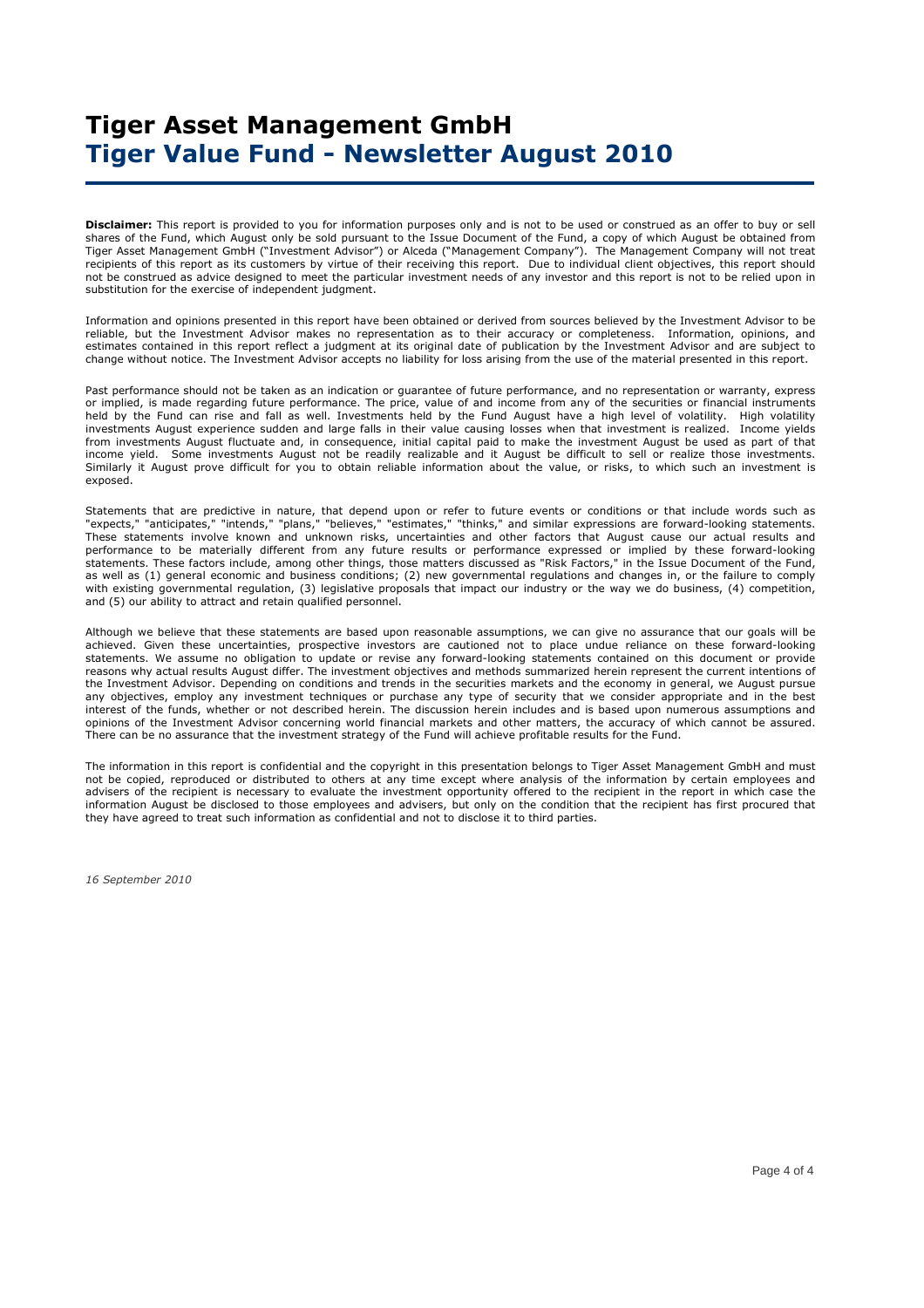# Tiger Asset Management GmbH
## Tiger Value Fund - Newsletter August 2010

**Disclaimer:** This report is provided to you for information purposes only and is not to be used or construed as an offer to buy or sell shares of the Fund, which August only be sold pursuant to the Issue Document of the Fund, a copy of which August be obtained from Tiger Asset Management GmbH ("Investment Advisor") or Alceda ("Management Company"). The Management Company will not treat recipients of this report as its customers by virtue of their receiving this report. Due to individual client objectives, this report should not be construed as advice designed to meet the particular investment needs of any investor and this report is not to be relied upon in substitution for the exercise of independent judgment.

Information and opinions presented in this report have been obtained or derived from sources believed by the Investment Advisor to be reliable, but the Investment Advisor makes no representation as to their accuracy or completeness. Information, opinions, and estimates contained in this report reflect a judgment at its original date of publication by the Investment Advisor and are subject to change without notice. The Investment Advisor accepts no liability for loss arising from the use of the material presented in this report.

Past performance should not be taken as an indication or guarantee of future performance, and no representation or warranty, express or implied, is made regarding future performance. The price, value of and income from any of the securities or financial instruments held by the Fund can rise and fall as well. Investments held by the Fund August have a high level of volatility. High volatility investments August experience sudden and large falls in their value causing losses when that investment is realized. Income yields from investments August fluctuate and, in consequence, initial capital paid to make the investment August be used as part of that income yield. Some investments August not be readily realizable and it August be difficult to sell or realize those investments. Similarly it August prove difficult for you to obtain reliable information about the value, or risks, to which such an investment is exposed.

Statements that are predictive in nature, that depend upon or refer to future events or conditions or that include words such as "expects," "anticipates," "intends," "plans," "believes," "estimates," "thinks," and similar expressions are forward-looking statements. These statements involve known and unknown risks, uncertainties and other factors that August cause our actual results and performance to be materially different from any future results or performance expressed or implied by these forward-looking statements. These factors include, among other things, those matters discussed as "Risk Factors," in the Issue Document of the Fund, as well as (1) general economic and business conditions; (2) new governmental regulations and changes in, or the failure to comply with existing governmental regulation, (3) legislative proposals that impact our industry or the way we do business, (4) competition, and (5) our ability to attract and retain qualified personnel.

Although we believe that these statements are based upon reasonable assumptions, we can give no assurance that our goals will be achieved. Given these uncertainties, prospective investors are cautioned not to place undue reliance on these forward-looking statements. We assume no obligation to update or revise any forward-looking statements contained on this document or provide reasons why actual results August differ. The investment objectives and methods summarized herein represent the current intentions of the Investment Advisor. Depending on conditions and trends in the securities markets and the economy in general, we August pursue any objectives, employ any investment techniques or purchase any type of security that we consider appropriate and in the best interest of the funds, whether or not described herein. The discussion herein includes and is based upon numerous assumptions and opinions of the Investment Advisor concerning world financial markets and other matters, the accuracy of which cannot be assured. There can be no assurance that the investment strategy of the Fund will achieve profitable results for the Fund.

The information in this report is confidential and the copyright in this presentation belongs to Tiger Asset Management GmbH and must not be copied, reproduced or distributed to others at any time except where analysis of the information by certain employees and advisers of the recipient is necessary to evaluate the investment opportunity offered to the recipient in the report in which case the information August be disclosed to those employees and advisers, but only on the condition that the recipient has first procured that they have agreed to treat such information as confidential and not to disclose it to third parties.

*16 September 2010*